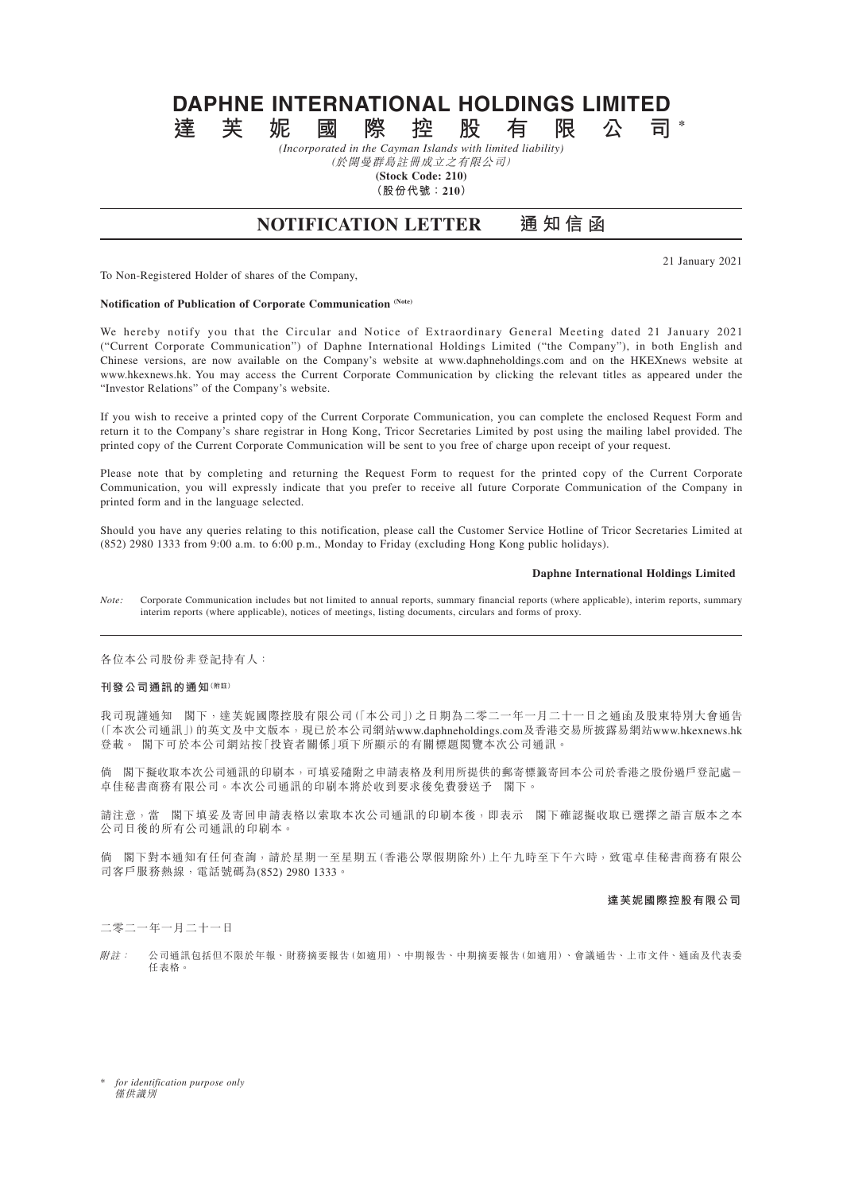# DAPHNE INTERNATIONAL HOLDINGS LIMITED
# 達芙妮國際控股有限公司*

*(Incorporated in the Cayman Islands with limited liability)*
*(於開曼群島註冊成立之有限公司)*
**(Stock Code: 210)**
**(股份代號：210)**

## NOTIFICATION LETTER 通知信函

21 January 2021

To Non-Registered Holder of shares of the Company,

**Notification of Publication of Corporate Communication (Note)**

We hereby notify you that the Circular and Notice of Extraordinary General Meeting dated 21 January 2021 ("Current Corporate Communication") of Daphne International Holdings Limited ("the Company"), in both English and Chinese versions, are now available on the Company's website at www.daphneholdings.com and on the HKEXnews website at www.hkexnews.hk. You may access the Current Corporate Communication by clicking the relevant titles as appeared under the "Investor Relations" of the Company's website.

If you wish to receive a printed copy of the Current Corporate Communication, you can complete the enclosed Request Form and return it to the Company's share registrar in Hong Kong, Tricor Secretaries Limited by post using the mailing label provided. The printed copy of the Current Corporate Communication will be sent to you free of charge upon receipt of your request.

Please note that by completing and returning the Request Form to request for the printed copy of the Current Corporate Communication, you will expressly indicate that you prefer to receive all future Corporate Communication of the Company in printed form and in the language selected.

Should you have any queries relating to this notification, please call the Customer Service Hotline of Tricor Secretaries Limited at (852) 2980 1333 from 9:00 a.m. to 6:00 p.m., Monday to Friday (excluding Hong Kong public holidays).

**Daphne International Holdings Limited**

*Note:* Corporate Communication includes but not limited to annual reports, summary financial reports (where applicable), interim reports, summary interim reports (where applicable), notices of meetings, listing documents, circulars and forms of proxy.

---

各位本公司股份非登記持有人：

**刊發公司通訊的通知(附註)**

我司現謹通知 閣下，達芙妮國際控股有限公司(「本公司」)之日期為二零二一年一月二十一日之通函及股東特別大會通告(「本次公司通訊」)的英文及中文版本，現已於本公司網站www.daphneholdings.com及香港交易所披露易網站www.hkexnews.hk登載。 閣下可於本公司網站按「投資者關係」項下所顯示的有關標題閱覽本次公司通訊。

倘 閣下擬收取本次公司通訊的印刷本，可填妥隨附之申請表格及利用所提供的郵寄標籤寄回本公司於香港之股份過戶登記處－卓佳秘書商務有限公司。本次公司通訊的印刷本將於收到要求後免費發送予 閣下。

請注意，當 閣下填妥及寄回申請表格以索取本次公司通訊的印刷本後，即表示 閣下確認擬收取已選擇之語言版本之本公司日後的所有公司通訊的印刷本。

倘 閣下對本通知有任何查詢，請於星期一至星期五(香港公眾假期除外)上午九時至下午六時，致電卓佳秘書商務有限公司客戶服務熱線，電話號碼為(852) 2980 1333。

**達芙妮國際控股有限公司**

二零二一年一月二十一日

*附註：* 公司通訊包括但不限於年報、財務摘要報告(如適用)、中期報告、中期摘要報告(如適用)、會議通告、上市文件、通函及代表委任表格。

\* *for identification purpose only*
*僅供識別*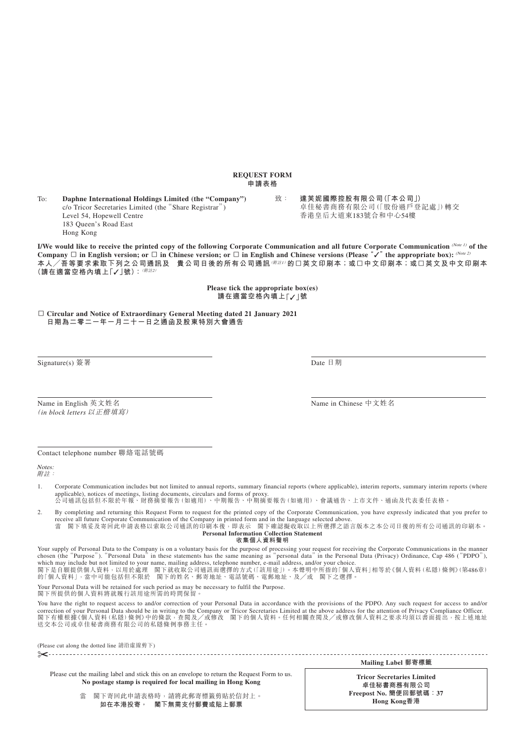**REQUEST FORM**
**申請表格**

To: **Daphne International Holdings Limited (the "Company")**
c/o Tricor Secretaries Limited (the "Share Registrar")
Level 54, Hopewell Centre
183 Queen's Road East
Hong Kong

致： **達芙妮國際控股有限公司(「本公司」)**
卓佳秘書商務有限公司(「股份過戶登記處」)轉交
香港皇后大道東183號合和中心54樓

**I/We would like to receive the printed copy of the following Corporate Communication and all future Corporate Communication** *(Note 1)* **of the Company ☐ in English version; or ☐ in Chinese version; or ☐ in English and Chinese versions (Please "✓" the appropriate box):** *(Note 2)*
**本人╱吾等要求索取下列之公司通訊及 貴公司日後的所有公司通訊** *(附註1)* **的☐英文印刷本；或☐中文印刷本；或☐英文及中文印刷本(請在適當空格內填上「✓」號)：** *(附註2)*

**Please tick the appropriate box(es)**
**請在適當空格內填上「✓」號**

**☐ Circular and Notice of Extraordinary General Meeting dated 21 January 2021**
**日期為二零二一年一月二十一日之通函及股東特別大會通告**

Signature(s) 簽署

Date 日期

Name in English 英文姓名
*(in block letters 以正楷填寫)*

Name in Chinese 中文姓名

Contact telephone number 聯絡電話號碼

*Notes:*
*附註：*

1. Corporate Communication includes but not limited to annual reports, summary financial reports (where applicable), interim reports, summary interim reports (where applicable), notices of meetings, listing documents, circulars and forms of proxy.
公司通訊包括但不限於年報、財務摘要報告(如適用)、中期報告、中期摘要報告(如適用)、會議通告、上市文件、通函及代表委任表格。

2. By completing and returning this Request Form to request for the printed copy of the Corporate Communication, you have expressly indicated that you prefer to receive all future Corporate Communication of the Company in printed form and in the language selected above.
當 閣下填妥及寄回此申請表格以索取公司通訊的印刷本後，即表示 閣下確認擬收取以上所選擇之語言版本之本公司日後的所有公司通訊的印刷本。

**Personal Information Collection Statement**
**收集個人資料聲明**

Your supply of Personal Data to the Company is on a voluntary basis for the purpose of processing your request for receiving the Corporate Communications in the manner chosen (the "Purpose"). "Personal Data" in these statements has the same meaning as "personal data" in the Personal Data (Privacy) Ordinance, Cap 486 ("PDPO"), which may include but not limited to your name, mailing address, telephone number, e-mail address, and/or your choice.
閣下是自願提供個人資料，以用於處理 閣下就收取公司通訊而選擇的方式(「該用途」)。本聲明中所指的「個人資料」相等於《個人資料(私隱)條例》(第486章)的「個人資料」，當中可能包括但不限於 閣下的姓名、郵寄地址、電話號碼、電郵地址、及╱或 閣下之選擇。

Your Personal Data will be retained for such period as may be necessary to fulfil the Purpose.
閣下所提供的個人資料將就履行該用途所需的時間保留。

You have the right to request access to and/or correction of your Personal Data in accordance with the provisions of the PDPO. Any such request for access to and/or correction of your Personal Data should be in writing to the Company or Tricor Secretaries Limited at the above address for the attention of Privacy Compliance Officer.
閣下有權根據《個人資料(私隱)條例》中的條款，查閱及╱或修改 閣下的個人資料。任何相關查閱及╱或修改個人資料之要求均須以書面提出，按上述地址送交本公司或卓佳秘書商務有限公司的私隱條例事務主任。

(Please cut along the dotted line 請沿虛線剪下)

Please cut the mailing label and stick this on an envelope to return the Request Form to us.
**No postage stamp is required for local mailing in Hong Kong**

當 閣下寄回此申請表格時，請將此郵寄標籤剪貼於信封上。
**如在本港投寄， 閣下無需支付郵費或貼上郵票**

**Mailing Label 郵寄標籤**

**Tricor Secretaries Limited**
**卓佳秘書商務有限公司**
**Freepost No. 簡便回郵號碼：37**
**Hong Kong香港**